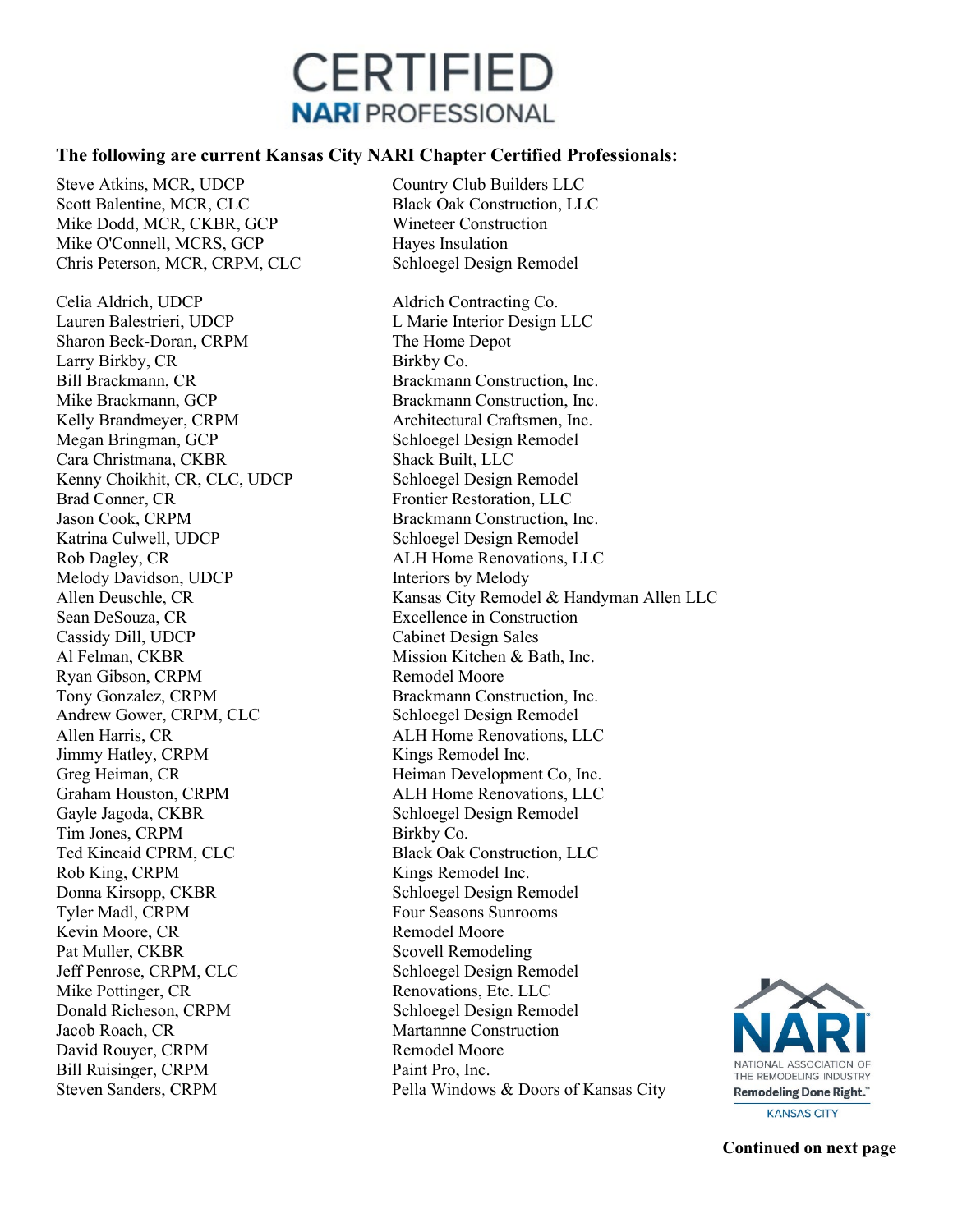# CERTIFIED NARI PROFESSIONAL

**The following are current Kansas City NARI Chapter Certified Professionals:**

| Name | Company |
|---|---|
| Steve Atkins, MCR, UDCP | Country Club Builders LLC |
| Scott Balentine, MCR, CLC | Black Oak Construction, LLC |
| Mike Dodd, MCR, CKBR, GCP | Wineteer Construction |
| Mike O'Connell, MCRS, GCP | Hayes Insulation |
| Chris Peterson, MCR, CRPM, CLC | Schloegel Design Remodel |
| | |
| Celia Aldrich, UDCP | Aldrich Contracting Co. |
| Lauren Balestrieri, UDCP | L Marie Interior Design LLC |
| Sharon Beck-Doran, CRPM | The Home Depot |
| Larry Birkby, CR | Birkby Co. |
| Bill Brackmann, CR | Brackmann Construction, Inc. |
| Mike Brackmann, GCP | Brackmann Construction, Inc. |
| Kelly Brandmeyer, CRPM | Architectural Craftsmen, Inc. |
| Megan Bringman, GCP | Schloegel Design Remodel |
| Cara Christmana, CKBR | Shack Built, LLC |
| Kenny Choikhit, CR, CLC, UDCP | Schloegel Design Remodel |
| Brad Conner, CR | Frontier Restoration, LLC |
| Jason Cook, CRPM | Brackmann Construction, Inc. |
| Katrina Culwell, UDCP | Schloegel Design Remodel |
| Rob Dagley, CR | ALH Home Renovations, LLC |
| Melody Davidson, UDCP | Interiors by Melody |
| Allen Deuschle, CR | Kansas City Remodel & Handyman Allen LLC |
| Sean DeSouza, CR | Excellence in Construction |
| Cassidy Dill, UDCP | Cabinet Design Sales |
| Al Felman, CKBR | Mission Kitchen & Bath, Inc. |
| Ryan Gibson, CRPM | Remodel Moore |
| Tony Gonzalez, CRPM | Brackmann Construction, Inc. |
| Andrew Gower, CRPM, CLC | Schloegel Design Remodel |
| Allen Harris, CR | ALH Home Renovations, LLC |
| Jimmy Hatley, CRPM | Kings Remodel Inc. |
| Greg Heiman, CR | Heiman Development Co, Inc. |
| Graham Houston, CRPM | ALH Home Renovations, LLC |
| Gayle Jagoda, CKBR | Schloegel Design Remodel |
| Tim Jones, CRPM | Birkby Co. |
| Ted Kincaid CPRM, CLC | Black Oak Construction, LLC |
| Rob King, CRPM | Kings Remodel Inc. |
| Donna Kirsopp, CKBR | Schloegel Design Remodel |
| Tyler Madl, CRPM | Four Seasons Sunrooms |
| Kevin Moore, CR | Remodel Moore |
| Pat Muller, CKBR | Scovell Remodeling |
| Jeff Penrose, CRPM, CLC | Schloegel Design Remodel |
| Mike Pottinger, CR | Renovations, Etc. LLC |
| Donald Richeson, CRPM | Schloegel Design Remodel |
| Jacob Roach, CR | Martannne Construction |
| David Rouyer, CRPM | Remodel Moore |
| Bill Ruisinger, CRPM | Paint Pro, Inc. |
| Steven Sanders, CRPM | Pella Windows & Doors of Kansas City |

NARI NATIONAL ASSOCIATION OF THE REMODELING INDUSTRY Remodeling Done Right.™ KANSAS CITY

**Continued on next page**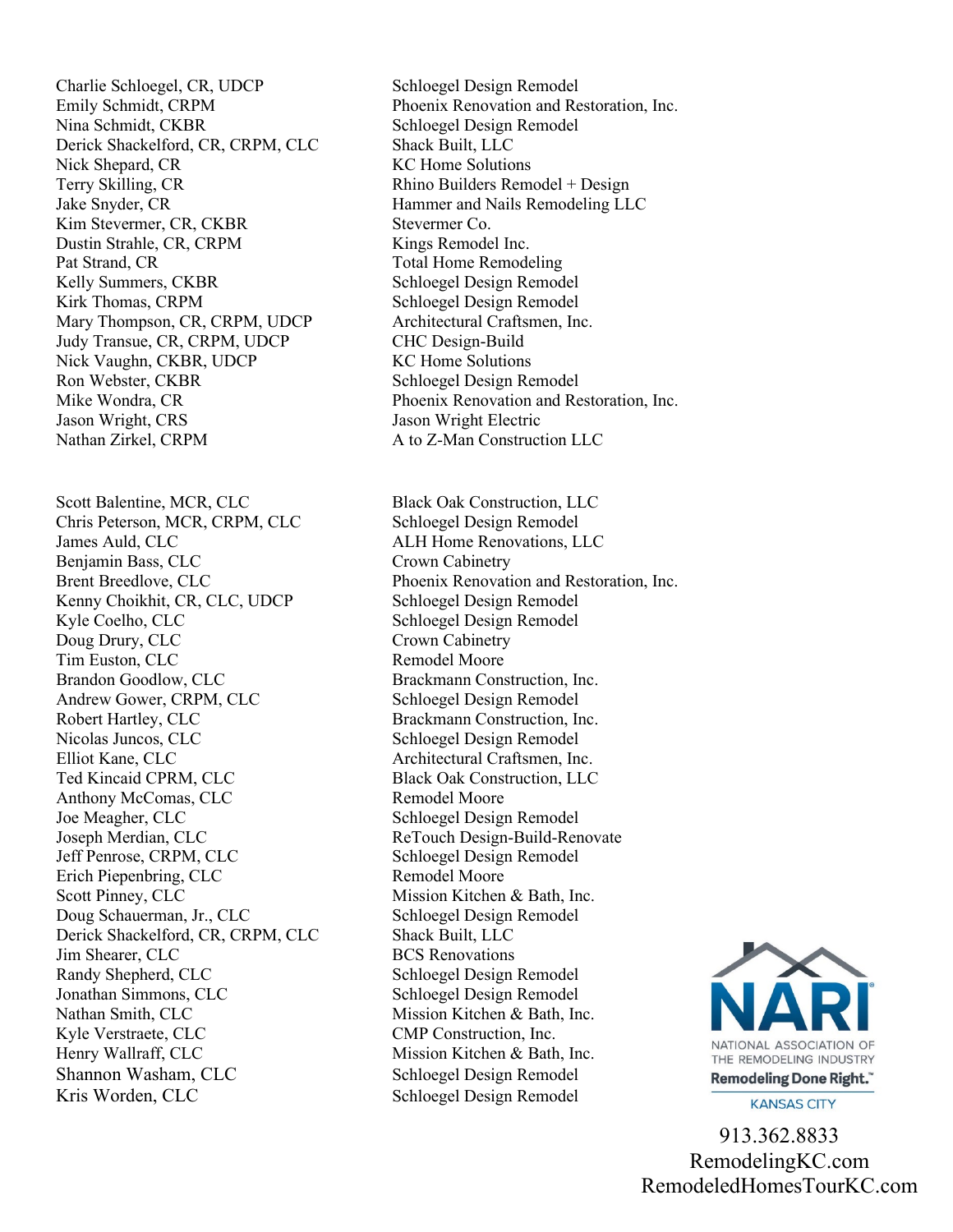| | |
|---|---|
| Charlie Schloegel, CR, UDCP | Schloegel Design Remodel |
| Emily Schmidt, CRPM | Phoenix Renovation and Restoration, Inc. |
| Nina Schmidt, CKBR | Schloegel Design Remodel |
| Derick Shackelford, CR, CRPM, CLC | Shack Built, LLC |
| Nick Shepard, CR | KC Home Solutions |
| Terry Skilling, CR | Rhino Builders Remodel + Design |
| Jake Snyder, CR | Hammer and Nails Remodeling LLC |
| Kim Stevermer, CR, CKBR | Stevermer Co. |
| Dustin Strahle, CR, CRPM | Kings Remodel Inc. |
| Pat Strand, CR | Total Home Remodeling |
| Kelly Summers, CKBR | Schloegel Design Remodel |
| Kirk Thomas, CRPM | Schloegel Design Remodel |
| Mary Thompson, CR, CRPM, UDCP | Architectural Craftsmen, Inc. |
| Judy Transue, CR, CRPM, UDCP | CHC Design-Build |
| Nick Vaughn, CKBR, UDCP | KC Home Solutions |
| Ron Webster, CKBR | Schloegel Design Remodel |
| Mike Wondra, CR | Phoenix Renovation and Restoration, Inc. |
| Jason Wright, CRS | Jason Wright Electric |
| Nathan Zirkel, CRPM | A to Z-Man Construction LLC |

| | |
|---|---|
| Scott Balentine, MCR, CLC | Black Oak Construction, LLC |
| Chris Peterson, MCR, CRPM, CLC | Schloegel Design Remodel |
| James Auld, CLC | ALH Home Renovations, LLC |
| Benjamin Bass, CLC | Crown Cabinetry |
| Brent Breedlove, CLC | Phoenix Renovation and Restoration, Inc. |
| Kenny Choikhit, CR, CLC, UDCP | Schloegel Design Remodel |
| Kyle Coelho, CLC | Schloegel Design Remodel |
| Doug Drury, CLC | Crown Cabinetry |
| Tim Euston, CLC | Remodel Moore |
| Brandon Goodlow, CLC | Brackmann Construction, Inc. |
| Andrew Gower, CRPM, CLC | Schloegel Design Remodel |
| Robert Hartley, CLC | Brackmann Construction, Inc. |
| Nicolas Juncos, CLC | Schloegel Design Remodel |
| Elliot Kane, CLC | Architectural Craftsmen, Inc. |
| Ted Kincaid CPRM, CLC | Black Oak Construction, LLC |
| Anthony McComas, CLC | Remodel Moore |
| Joe Meagher, CLC | Schloegel Design Remodel |
| Joseph Merdian, CLC | ReTouch Design-Build-Renovate |
| Jeff Penrose, CRPM, CLC | Schloegel Design Remodel |
| Erich Piepenbring, CLC | Remodel Moore |
| Scott Pinney, CLC | Mission Kitchen & Bath, Inc. |
| Doug Schauerman, Jr., CLC | Schloegel Design Remodel |
| Derick Shackelford, CR, CRPM, CLC | Shack Built, LLC |
| Jim Shearer, CLC | BCS Renovations |
| Randy Shepherd, CLC | Schloegel Design Remodel |
| Jonathan Simmons, CLC | Schloegel Design Remodel |
| Nathan Smith, CLC | Mission Kitchen & Bath, Inc. |
| Kyle Verstraete, CLC | CMP Construction, Inc. |
| Henry Wallraff, CLC | Mission Kitchen & Bath, Inc. |
| Shannon Washam, CLC | Schloegel Design Remodel |
| Kris Worden, CLC | Schloegel Design Remodel |

NARI
NATIONAL ASSOCIATION OF THE REMODELING INDUSTRY
Remodeling Done Right.™
KANSAS CITY

913.362.8833
RemodelingKC.com
RemodeledHomesTourKC.com